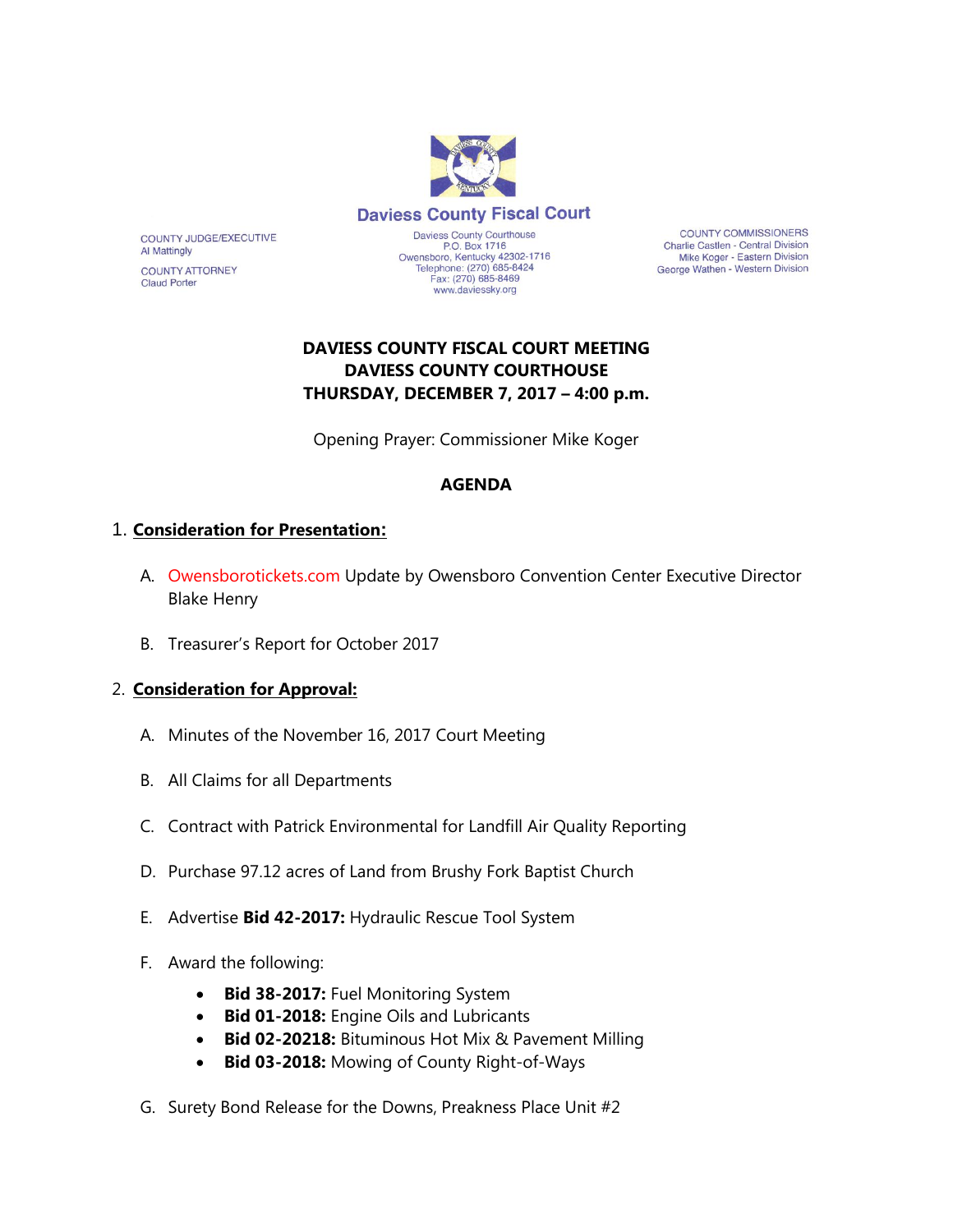# Daviess County Fiscal Court

COUNTY JUDGE/EXECUTIVE
Al Mattingly

COUNTY ATTORNEY
Claud Porter

Daviess County Courthouse
P.O. Box 1716
Owensboro, Kentucky 42302-1716
Telephone: (270) 685-8424
Fax: (270) 685-8469
www.daviessky.org

COUNTY COMMISSIONERS
Charlie Castlen - Central Division
Mike Koger - Eastern Division
George Wathen - Western Division

**DAVIESS COUNTY FISCAL COURT MEETING**
**DAVIESS COUNTY COURTHOUSE**
**THURSDAY, DECEMBER 7, 2017 – 4:00 p.m.**

Opening Prayer: Commissioner Mike Koger

## AGENDA

1. **Consideration for Presentation:**

   A. Owensborotickets.com Update by Owensboro Convention Center Executive Director Blake Henry

   B. Treasurer's Report for October 2017

2. **Consideration for Approval:**

   A. Minutes of the November 16, 2017 Court Meeting

   B. All Claims for all Departments

   C. Contract with Patrick Environmental for Landfill Air Quality Reporting

   D. Purchase 97.12 acres of Land from Brushy Fork Baptist Church

   E. Advertise **Bid 42-2017:** Hydraulic Rescue Tool System

   F. Award the following:

      - **Bid 38-2017:** Fuel Monitoring System
      - **Bid 01-2018:** Engine Oils and Lubricants
      - **Bid 02-20218:** Bituminous Hot Mix & Pavement Milling
      - **Bid 03-2018:** Mowing of County Right-of-Ways

   G. Surety Bond Release for the Downs, Preakness Place Unit #2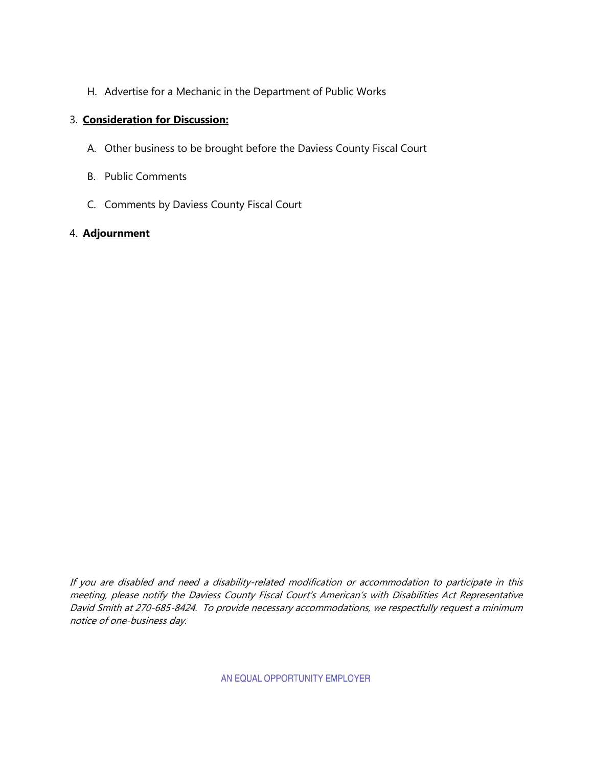H. Advertise for a Mechanic in the Department of Public Works

3. **Consideration for Discussion:**

   A. Other business to be brought before the Daviess County Fiscal Court

   B. Public Comments

   C. Comments by Daviess County Fiscal Court

4. **Adjournment**

*If you are disabled and need a disability-related modification or accommodation to participate in this meeting, please notify the Daviess County Fiscal Court's American's with Disabilities Act Representative David Smith at 270-685-8424. To provide necessary accommodations, we respectfully request a minimum notice of one-business day.*

AN EQUAL OPPORTUNITY EMPLOYER